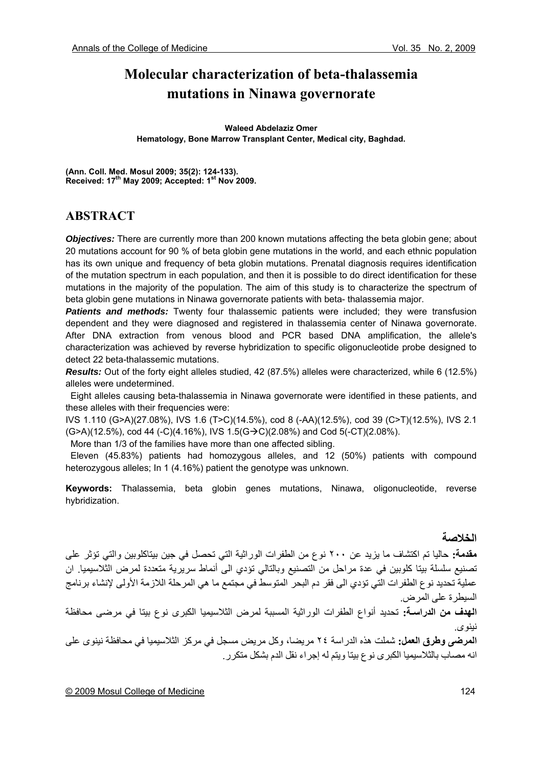# Molecular characterization of beta-thalassemia mutations in Ninawa governorate

**Waleed Abdelaziz Omer**
**Hematology, Bone Marrow Transplant Center, Medical city, Baghdad.**

**(Ann. Coll. Med. Mosul 2009; 35(2): 124-133).**
**Received: 17th May 2009; Accepted: 1st Nov 2009.**

## ABSTRACT

***Objectives:*** There are currently more than 200 known mutations affecting the beta globin gene; about 20 mutations account for 90 % of beta globin gene mutations in the world, and each ethnic population has its own unique and frequency of beta globin mutations. Prenatal diagnosis requires identification of the mutation spectrum in each population, and then it is possible to do direct identification for these mutations in the majority of the population. The aim of this study is to characterize the spectrum of beta globin gene mutations in Ninawa governorate patients with beta- thalassemia major.

***Patients and methods:*** Twenty four thalassemic patients were included; they were transfusion dependent and they were diagnosed and registered in thalassemia center of Ninawa governorate. After DNA extraction from venous blood and PCR based DNA amplification, the allele's characterization was achieved by reverse hybridization to specific oligonucleotide probe designed to detect 22 beta-thalassemic mutations.

***Results:*** Out of the forty eight alleles studied, 42 (87.5%) alleles were characterized, while 6 (12.5%) alleles were undetermined.

Eight alleles causing beta-thalassemia in Ninawa governorate were identified in these patients, and these alleles with their frequencies were:

IVS 1.110 (G>A)(27.08%), IVS 1.6 (T>C)(14.5%), cod 8 (-AA)(12.5%), cod 39 (C>T)(12.5%), IVS 2.1 (G>A)(12.5%), cod 44 (-C)(4.16%), IVS 1.5(G→C)(2.08%) and Cod 5(-CT)(2.08%).

More than 1/3 of the families have more than one affected sibling.

Eleven (45.83%) patients had homozygous alleles, and 12 (50%) patients with compound heterozygous alleles; In 1 (4.16%) patient the genotype was unknown.

**Keywords:** Thalassemia, beta globin genes mutations, Ninawa, oligonucleotide, reverse hybridization.

## الخلاصة

**مقدمة:** حاليا تم اكتشاف ما يزيد عن ٢٠٠ نوع من الطفرات الوراثية التي تحصل في جين بيتاكلوبين والتي تؤثر على تصنيع سلسلة بيتا كلوبين في عدة مراحل من التصنيع وبالتالي تؤدي الى أنماط سريرية متعددة لمرض الثلاسيميا. ان عملية تحديد نوع الطفرات التي تؤدي الى فقر دم البحر المتوسط في مجتمع ما هي المرحلة اللازمة الأولى لإنشاء برنامج السيطرة على المرض.

**الهدف من الدراسة:** تحديد أنواع الطفرات الوراثية المسببة لمرض الثلاسيميا الكبرى نوع بيتا في مرضى محافظة نينوى.

**المرضى وطرق العمل:** شملت هذه الدراسة ٢٤ مريضا، وكل مريض مسجل في مركز الثلاسيميا في محافظة نينوى على انه مصاب بالثلاسيميا الكبرى نوع بيتا ويتم له إجراء نقل الدم بشكل متكرر.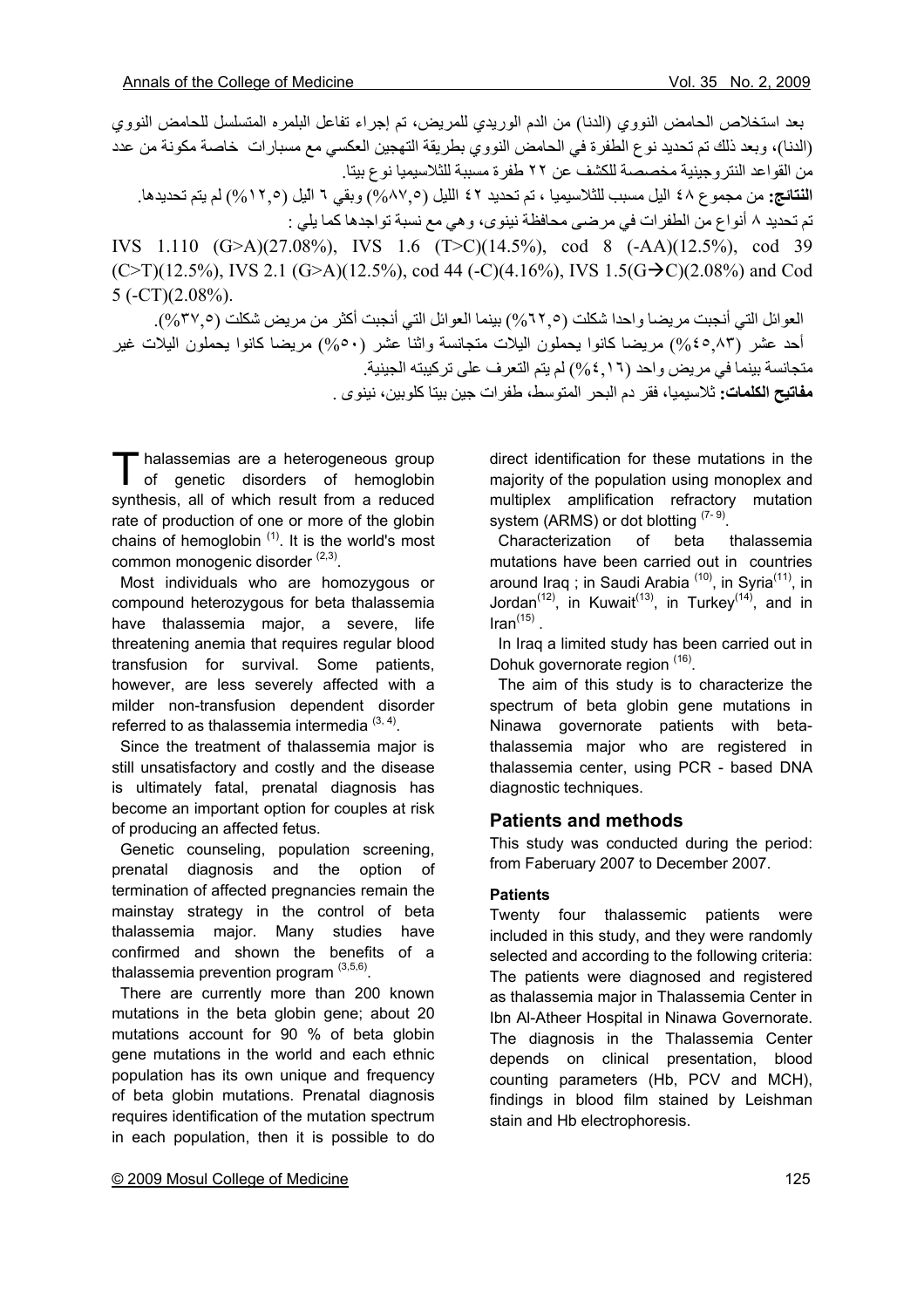بعد استخلاص الحامض النووي (الدنا) من الدم الوريدي للمريض، تم إجراء تفاعل البلمره المتسلسل للحامض النووي (الدنا)، وبعد ذلك تم تحديد نوع الطفرة في الحامض النووي بطريقة التهجين العكسي مع مسبارات خاصة مكونة من عدد من القواعد النتروجينية مخصصة للكشف عن ٢٢ طفرة مسببة للثلاسيميا نوع بيتا.

**النتائج:** من مجموع ٤٨ اليل مسبب للثلاسيميا ، تم تحديد ٤٢ الليل (٨٧,٥%) وبقي ٦ اليل (١٢,٥%) لم يتم تحديدها. تم تحديد ٨ أنواع من الطفرات في مرضى محافظة نينوى، وهي مع نسبة تواجدها كما يلي :

IVS 1.110 (G>A)(27.08%), IVS 1.6 (T>C)(14.5%), cod 8 (-AA)(12.5%), cod 39 (C>T)(12.5%), IVS 2.1 (G>A)(12.5%), cod 44 (-C)(4.16%), IVS 1.5(G→C)(2.08%) and Cod 5 (-CT)(2.08%).

العوائل التي أنجبت مريضا واحدا شكلت (٦٢,٥%) بينما العوائل التي أنجبت أكثر من مريض شكلت (٣٧,٥%). أحد عشر (٤٥,٨٣%) مريضا كانوا يحملون اليلات متجانسة واثنا عشر (٥٠%) مريضا كانوا يحملون اليلات غير متجانسة بينما في مريض واحد (٤,١٦%) لم يتم التعرف على تركيبته الجينية.

**مفاتيح الكلمات:** ثلاسيميا، فقر دم البحر المتوسط، طفرات جين بيتا كلوبين، نينوى .

Thalassemias are a heterogeneous group of genetic disorders of hemoglobin synthesis, all of which result from a reduced rate of production of one or more of the globin chains of hemoglobin [1]. It is the world's most common monogenic disorder [2,3].

Most individuals who are homozygous or compound heterozygous for beta thalassemia have thalassemia major, a severe, life threatening anemia that requires regular blood transfusion for survival. Some patients, however, are less severely affected with a milder non-transfusion dependent disorder referred to as thalassemia intermedia [3, 4].

Since the treatment of thalassemia major is still unsatisfactory and costly and the disease is ultimately fatal, prenatal diagnosis has become an important option for couples at risk of producing an affected fetus.

Genetic counseling, population screening, prenatal diagnosis and the option of termination of affected pregnancies remain the mainstay strategy in the control of beta thalassemia major. Many studies have confirmed and shown the benefits of a thalassemia prevention program [3,5,6].

There are currently more than 200 known mutations in the beta globin gene; about 20 mutations account for 90 % of beta globin gene mutations in the world and each ethnic population has its own unique and frequency of beta globin mutations. Prenatal diagnosis requires identification of the mutation spectrum in each population, then it is possible to do direct identification for these mutations in the majority of the population using monoplex and multiplex amplification refractory mutation system (ARMS) or dot blotting [7-9].

Characterization of beta thalassemia mutations have been carried out in countries around Iraq ; in Saudi Arabia [10], in Syria[11], in Jordan[12], in Kuwait[13], in Turkey[14], and in Iran[15] .

In Iraq a limited study has been carried out in Dohuk governorate region [16].

The aim of this study is to characterize the spectrum of beta globin gene mutations in Ninawa governorate patients with beta-thalassemia major who are registered in thalassemia center, using PCR - based DNA diagnostic techniques.

## Patients and methods

This study was conducted during the period: from Faberuary 2007 to December 2007.

### Patients

Twenty four thalassemic patients were included in this study, and they were randomly selected and according to the following criteria: The patients were diagnosed and registered as thalassemia major in Thalassemia Center in Ibn Al-Atheer Hospital in Ninawa Governorate. The diagnosis in the Thalassemia Center depends on clinical presentation, blood counting parameters (Hb, PCV and MCH), findings in blood film stained by Leishman stain and Hb electrophoresis.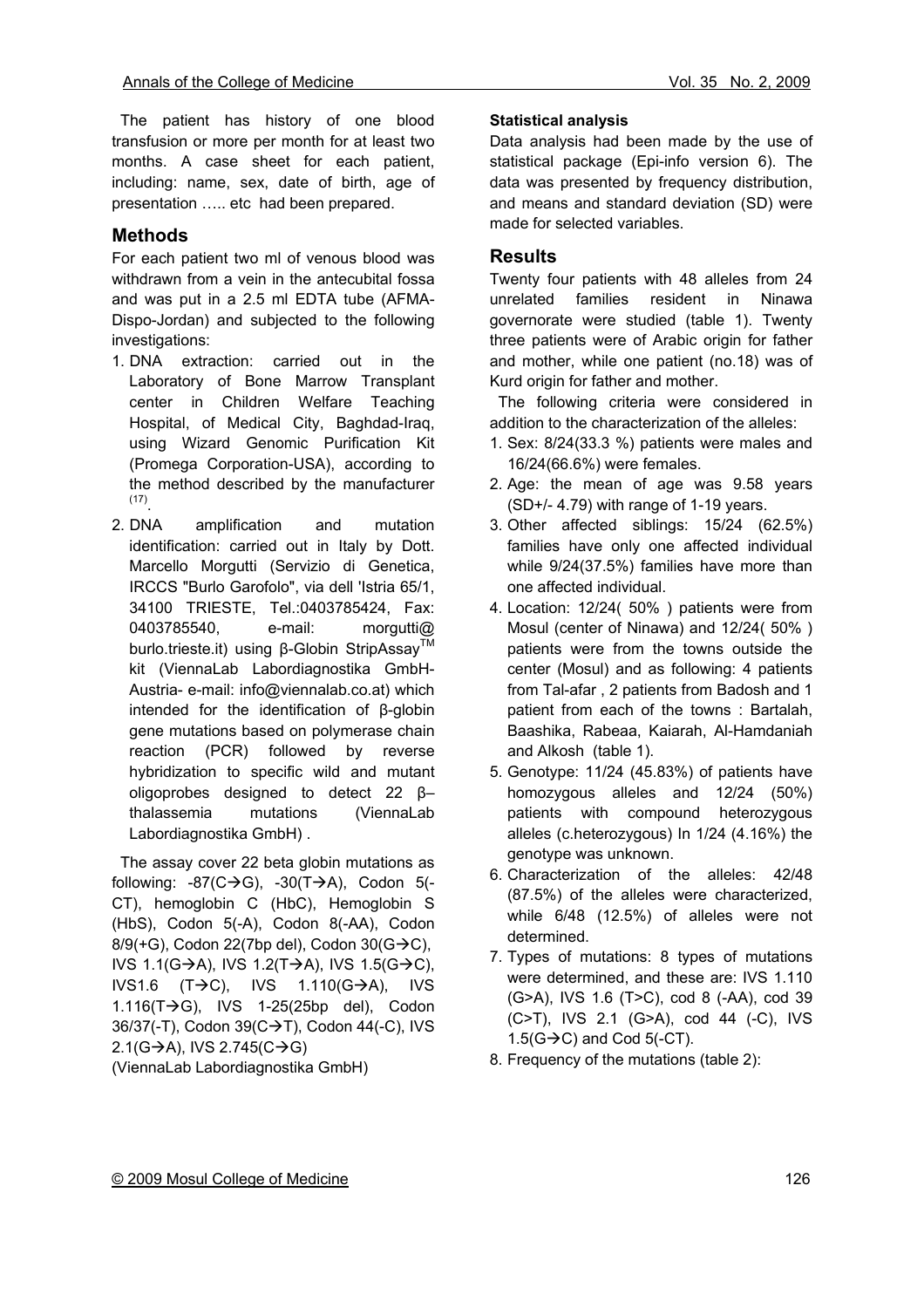The patient has history of one blood transfusion or more per month for at least two months. A case sheet for each patient, including: name, sex, date of birth, age of presentation ….. etc had been prepared.

## Methods

For each patient two ml of venous blood was withdrawn from a vein in the antecubital fossa and was put in a 2.5 ml EDTA tube (AFMA-Dispo-Jordan) and subjected to the following investigations:

1. DNA extraction: carried out in the Laboratory of Bone Marrow Transplant center in Children Welfare Teaching Hospital, of Medical City, Baghdad-Iraq, using Wizard Genomic Purification Kit (Promega Corporation-USA), according to the method described by the manufacturer [17].
2. DNA amplification and mutation identification: carried out in Italy by Dott. Marcello Morgutti (Servizio di Genetica, IRCCS "Burlo Garofolo", via dell 'Istria 65/1, 34100 TRIESTE, Tel.:0403785424, Fax: 0403785540, e-mail: morgutti@ burlo.trieste.it) using β-Globin StripAssay™ kit (ViennaLab Labordiagnostika GmbH-Austria- e-mail: info@viennalab.co.at) which intended for the identification of β-globin gene mutations based on polymerase chain reaction (PCR) followed by reverse hybridization to specific wild and mutant oligoprobes designed to detect 22 β–thalassemia mutations (ViennaLab Labordiagnostika GmbH) .

The assay cover 22 beta globin mutations as following: -87(C→G), -30(T→A), Codon 5(-CT), hemoglobin C (HbC), Hemoglobin S (HbS), Codon 5(-A), Codon 8(-AA), Codon 8/9(+G), Codon 22(7bp del), Codon 30(G→C), IVS 1.1(G→A), IVS 1.2(T→A), IVS 1.5(G→C), IVS1.6 (T→C), IVS 1.110(G→A), IVS 1.116(T→G), IVS 1-25(25bp del), Codon 36/37(-T), Codon 39(C→T), Codon 44(-C), IVS 2.1(G→A), IVS 2.745(C→G)
(ViennaLab Labordiagnostika GmbH)

### Statistical analysis

Data analysis had been made by the use of statistical package (Epi-info version 6). The data was presented by frequency distribution, and means and standard deviation (SD) were made for selected variables.

## Results

Twenty four patients with 48 alleles from 24 unrelated families resident in Ninawa governorate were studied (table 1). Twenty three patients were of Arabic origin for father and mother, while one patient (no.18) was of Kurd origin for father and mother.

The following criteria were considered in addition to the characterization of the alleles:

1. Sex: 8/24(33.3 %) patients were males and 16/24(66.6%) were females.
2. Age: the mean of age was 9.58 years (SD+/- 4.79) with range of 1-19 years.
3. Other affected siblings: 15/24 (62.5%) families have only one affected individual while 9/24(37.5%) families have more than one affected individual.
4. Location: 12/24( 50% ) patients were from Mosul (center of Ninawa) and 12/24( 50% ) patients were from the towns outside the center (Mosul) and as following: 4 patients from Tal-afar , 2 patients from Badosh and 1 patient from each of the towns : Bartalah, Baashika, Rabeaa, Kaiarah, Al-Hamdaniah and Alkosh (table 1).
5. Genotype: 11/24 (45.83%) of patients have homozygous alleles and 12/24 (50%) patients with compound heterozygous alleles (c.heterozygous) In 1/24 (4.16%) the genotype was unknown.
6. Characterization of the alleles: 42/48 (87.5%) of the alleles were characterized, while 6/48 (12.5%) of alleles were not determined.
7. Types of mutations: 8 types of mutations were determined, and these are: IVS 1.110 (G>A), IVS 1.6 (T>C), cod 8 (-AA), cod 39 (C>T), IVS 2.1 (G>A), cod 44 (-C), IVS 1.5(G→C) and Cod 5(-CT).
8. Frequency of the mutations (table 2):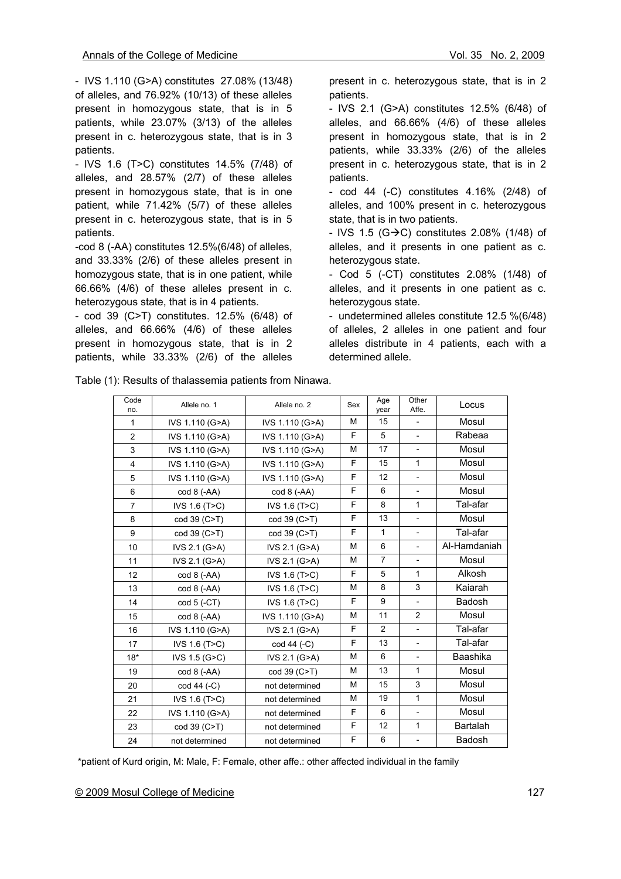- IVS 1.110 (G>A) constitutes 27.08% (13/48) of alleles, and 76.92% (10/13) of these alleles present in homozygous state, that is in 5 patients, while 23.07% (3/13) of the alleles present in c. heterozygous state, that is in 3 patients.

- IVS 1.6 (T>C) constitutes 14.5% (7/48) of alleles, and 28.57% (2/7) of these alleles present in homozygous state, that is in one patient, while 71.42% (5/7) of these alleles present in c. heterozygous state, that is in 5 patients.

-cod 8 (-AA) constitutes 12.5%(6/48) of alleles, and 33.33% (2/6) of these alleles present in homozygous state, that is in one patient, while 66.66% (4/6) of these alleles present in c. heterozygous state, that is in 4 patients.

- cod 39 (C>T) constitutes. 12.5% (6/48) of alleles, and 66.66% (4/6) of these alleles present in homozygous state, that is in 2 patients, while 33.33% (2/6) of the alleles present in c. heterozygous state, that is in 2 patients.

- IVS 2.1 (G>A) constitutes 12.5% (6/48) of alleles, and 66.66% (4/6) of these alleles present in homozygous state, that is in 2 patients, while 33.33% (2/6) of the alleles present in c. heterozygous state, that is in 2 patients.

- cod 44 (-C) constitutes 4.16% (2/48) of alleles, and 100% present in c. heterozygous state, that is in two patients.

- IVS 1.5 (G→C) constitutes 2.08% (1/48) of alleles, and it presents in one patient as c. heterozygous state.

- Cod 5 (-CT) constitutes 2.08% (1/48) of alleles, and it presents in one patient as c. heterozygous state.

- undetermined alleles constitute 12.5 %(6/48) of alleles, 2 alleles in one patient and four alleles distribute in 4 patients, each with a determined allele.

Table (1): Results of thalassemia patients from Ninawa.

| Code no. | Allele no. 1 | Allele no. 2 | Sex | Age year | Other Affe. | Locus |
|---|---|---|---|---|---|---|
| 1 | IVS 1.110 (G>A) | IVS 1.110 (G>A) | M | 15 | - | Mosul |
| 2 | IVS 1.110 (G>A) | IVS 1.110 (G>A) | F | 5 | - | Rabeaa |
| 3 | IVS 1.110 (G>A) | IVS 1.110 (G>A) | M | 17 | - | Mosul |
| 4 | IVS 1.110 (G>A) | IVS 1.110 (G>A) | F | 15 | 1 | Mosul |
| 5 | IVS 1.110 (G>A) | IVS 1.110 (G>A) | F | 12 | - | Mosul |
| 6 | cod 8 (-AA) | cod 8 (-AA) | F | 6 | - | Mosul |
| 7 | IVS 1.6 (T>C) | IVS 1.6 (T>C) | F | 8 | 1 | Tal-afar |
| 8 | cod 39 (C>T) | cod 39 (C>T) | F | 13 | - | Mosul |
| 9 | cod 39 (C>T) | cod 39 (C>T) | F | 1 | - | Tal-afar |
| 10 | IVS 2.1 (G>A) | IVS 2.1 (G>A) | M | 6 | - | Al-Hamdaniah |
| 11 | IVS 2.1 (G>A) | IVS 2.1 (G>A) | M | 7 | - | Mosul |
| 12 | cod 8 (-AA) | IVS 1.6 (T>C) | F | 5 | 1 | Alkosh |
| 13 | cod 8 (-AA) | IVS 1.6 (T>C) | M | 8 | 3 | Kaiarah |
| 14 | cod 5 (-CT) | IVS 1.6 (T>C) | F | 9 | - | Badosh |
| 15 | cod 8 (-AA) | IVS 1.110 (G>A) | M | 11 | 2 | Mosul |
| 16 | IVS 1.110 (G>A) | IVS 2.1 (G>A) | F | 2 | - | Tal-afar |
| 17 | IVS 1.6 (T>C) | cod 44 (-C) | F | 13 | - | Tal-afar |
| 18* | IVS 1.5 (G>C) | IVS 2.1 (G>A) | M | 6 | - | Baashika |
| 19 | cod 8 (-AA) | cod 39 (C>T) | M | 13 | 1 | Mosul |
| 20 | cod 44 (-C) | not determined | M | 15 | 3 | Mosul |
| 21 | IVS 1.6 (T>C) | not determined | M | 19 | 1 | Mosul |
| 22 | IVS 1.110 (G>A) | not determined | F | 6 | - | Mosul |
| 23 | cod 39 (C>T) | not determined | F | 12 | 1 | Bartalah |
| 24 | not determined | not determined | F | 6 | - | Badosh |

*patient of Kurd origin, M: Male, F: Female, other affe.: other affected individual in the family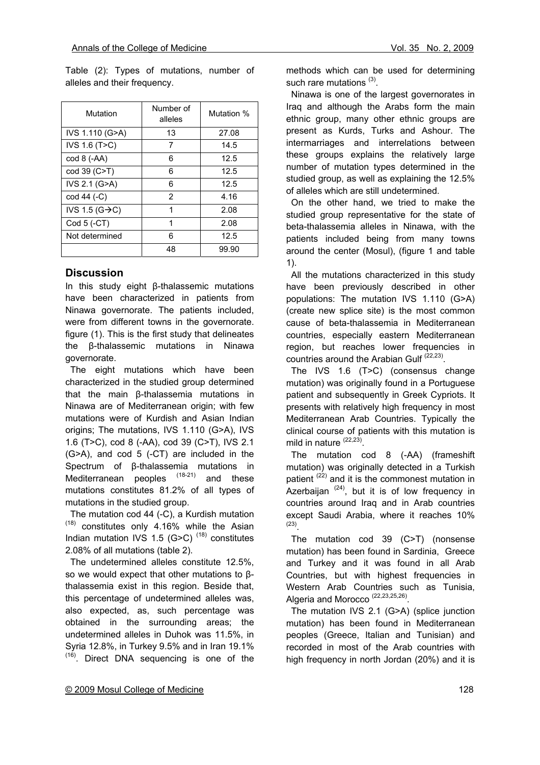Table (2): Types of mutations, number of alleles and their frequency.

| Mutation | Number of alleles | Mutation % |
|---|---|---|
| IVS 1.110 (G>A) | 13 | 27.08 |
| IVS 1.6 (T>C) | 7 | 14.5 |
| cod 8 (-AA) | 6 | 12.5 |
| cod 39 (C>T) | 6 | 12.5 |
| IVS 2.1 (G>A) | 6 | 12.5 |
| cod 44 (-C) | 2 | 4.16 |
| IVS 1.5 (G→C) | 1 | 2.08 |
| Cod 5 (-CT) | 1 | 2.08 |
| Not determined | 6 | 12.5 |
| | 48 | 99.90 |

## Discussion

In this study eight β-thalassemic mutations have been characterized in patients from Ninawa governorate. The patients included, were from different towns in the governorate. figure (1). This is the first study that delineates the β-thalassemic mutations in Ninawa governorate.

The eight mutations which have been characterized in the studied group determined that the main β-thalassemia mutations in Ninawa are of Mediterranean origin; with few mutations were of Kurdish and Asian Indian origins; The mutations, IVS 1.110 (G>A), IVS 1.6 (T>C), cod 8 (-AA), cod 39 (C>T), IVS 2.1 (G>A), and cod 5 (-CT) are included in the Spectrum of β-thalassemia mutations in Mediterranean peoples [18-21] and these mutations constitutes 81.2% of all types of mutations in the studied group.

The mutation cod 44 (-C), a Kurdish mutation [18] constitutes only 4.16% while the Asian Indian mutation IVS 1.5 (G>C) [18] constitutes 2.08% of all mutations (table 2).

The undetermined alleles constitute 12.5%, so we would expect that other mutations to β-thalassemia exist in this region. Beside that, this percentage of undetermined alleles was, also expected, as, such percentage was obtained in the surrounding areas; the undetermined alleles in Duhok was 11.5%, in Syria 12.8%, in Turkey 9.5% and in Iran 19.1% [16]. Direct DNA sequencing is one of the methods which can be used for determining such rare mutations [3].

Ninawa is one of the largest governorates in Iraq and although the Arabs form the main ethnic group, many other ethnic groups are present as Kurds, Turks and Ashour. The intermarriages and interrelations between these groups explains the relatively large number of mutation types determined in the studied group, as well as explaining the 12.5% of alleles which are still undetermined.

On the other hand, we tried to make the studied group representative for the state of beta-thalassemia alleles in Ninawa, with the patients included being from many towns around the center (Mosul), (figure 1 and table 1).

All the mutations characterized in this study have been previously described in other populations: The mutation IVS 1.110 (G>A) (create new splice site) is the most common cause of beta-thalassemia in Mediterranean countries, especially eastern Mediterranean region, but reaches lower frequencies in countries around the Arabian Gulf [22,23].

The IVS 1.6 (T>C) (consensus change mutation) was originally found in a Portuguese patient and subsequently in Greek Cypriots. It presents with relatively high frequency in most Mediterranean Arab Countries. Typically the clinical course of patients with this mutation is mild in nature [22,23].

The mutation cod 8 (-AA) (frameshift mutation) was originally detected in a Turkish patient [22] and it is the commonest mutation in Azerbaijan [24], but it is of low frequency in countries around Iraq and in Arab countries except Saudi Arabia, where it reaches 10% [23].

The mutation cod 39 (C>T) (nonsense mutation) has been found in Sardinia, Greece and Turkey and it was found in all Arab Countries, but with highest frequencies in Western Arab Countries such as Tunisia, Algeria and Morocco [22,23,25,26].

The mutation IVS 2.1 (G>A) (splice junction mutation) has been found in Mediterranean peoples (Greece, Italian and Tunisian) and recorded in most of the Arab countries with high frequency in north Jordan (20%) and it is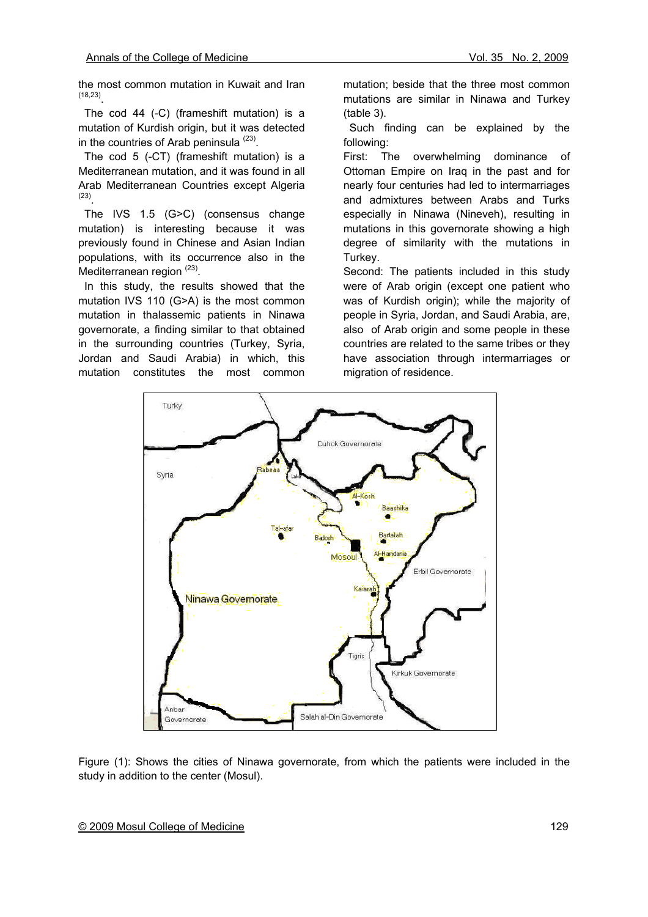the most common mutation in Kuwait and Iran (18,23).

The cod 44 (-C) (frameshift mutation) is a mutation of Kurdish origin, but it was detected in the countries of Arab peninsula (23).

The cod 5 (-CT) (frameshift mutation) is a Mediterranean mutation, and it was found in all Arab Mediterranean Countries except Algeria (23).

The IVS 1.5 (G>C) (consensus change mutation) is interesting because it was previously found in Chinese and Asian Indian populations, with its occurrence also in the Mediterranean region (23).

In this study, the results showed that the mutation IVS 110 (G>A) is the most common mutation in thalassemic patients in Ninawa governorate, a finding similar to that obtained in the surrounding countries (Turkey, Syria, Jordan and Saudi Arabia) in which, this mutation constitutes the most common mutation; beside that the three most common mutations are similar in Ninawa and Turkey (table 3).

Such finding can be explained by the following:

First: The overwhelming dominance of Ottoman Empire on Iraq in the past and for nearly four centuries had led to intermarriages and admixtures between Arabs and Turks especially in Ninawa (Nineveh), resulting in mutations in this governorate showing a high degree of similarity with the mutations in Turkey.

Second: The patients included in this study were of Arab origin (except one patient who was of Kurdish origin); while the majority of people in Syria, Jordan, and Saudi Arabia, are, also of Arab origin and some people in these countries are related to the same tribes or they have association through intermarriages or migration of residence.

Figure (1): Shows the cities of Ninawa governorate, from which the patients were included in the study in addition to the center (Mosul).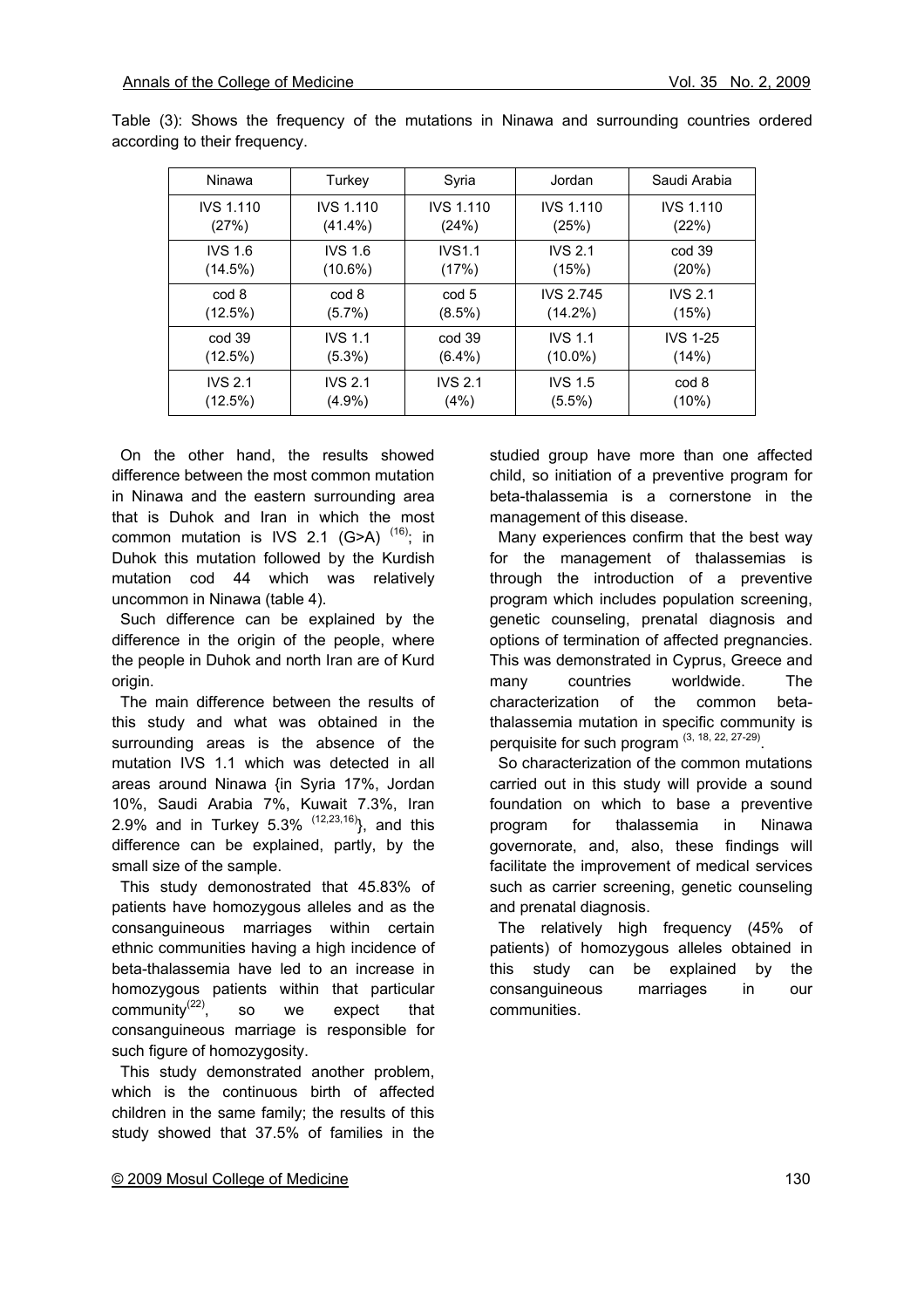Table (3): Shows the frequency of the mutations in Ninawa and surrounding countries ordered according to their frequency.

| Ninawa | Turkey | Syria | Jordan | Saudi Arabia |
|---|---|---|---|---|
| IVS 1.110 (27%) | IVS 1.110 (41.4%) | IVS 1.110 (24%) | IVS 1.110 (25%) | IVS 1.110 (22%) |
| IVS 1.6 (14.5%) | IVS 1.6 (10.6%) | IVS1.1 (17%) | IVS 2.1 (15%) | cod 39 (20%) |
| cod 8 (12.5%) | cod 8 (5.7%) | cod 5 (8.5%) | IVS 2.745 (14.2%) | IVS 2.1 (15%) |
| cod 39 (12.5%) | IVS 1.1 (5.3%) | cod 39 (6.4%) | IVS 1.1 (10.0%) | IVS 1-25 (14%) |
| IVS 2.1 (12.5%) | IVS 2.1 (4.9%) | IVS 2.1 (4%) | IVS 1.5 (5.5%) | cod 8 (10%) |

On the other hand, the results showed difference between the most common mutation in Ninawa and the eastern surrounding area that is Duhok and Iran in which the most common mutation is IVS 2.1 (G>A) [16]; in Duhok this mutation followed by the Kurdish mutation cod 44 which was relatively uncommon in Ninawa (table 4).

Such difference can be explained by the difference in the origin of the people, where the people in Duhok and north Iran are of Kurd origin.

The main difference between the results of this study and what was obtained in the surrounding areas is the absence of the mutation IVS 1.1 which was detected in all areas around Ninawa {in Syria 17%, Jordan 10%, Saudi Arabia 7%, Kuwait 7.3%, Iran 2.9% and in Turkey 5.3% [12,23,16]}, and this difference can be explained, partly, by the small size of the sample.

This study demonostrated that 45.83% of patients have homozygous alleles and as the consanguineous marriages within certain ethnic communities having a high incidence of beta-thalassemia have led to an increase in homozygous patients within that particular community[22], so we expect that consanguineous marriage is responsible for such figure of homozygosity.

This study demonstrated another problem, which is the continuous birth of affected children in the same family; the results of this study showed that 37.5% of families in the studied group have more than one affected child, so initiation of a preventive program for beta-thalassemia is a cornerstone in the management of this disease.

Many experiences confirm that the best way for the management of thalassemias is through the introduction of a preventive program which includes population screening, genetic counseling, prenatal diagnosis and options of termination of affected pregnancies. This was demonstrated in Cyprus, Greece and many countries worldwide. The characterization of the common beta-thalassemia mutation in specific community is perquisite for such program [3, 18, 22, 27-29].

So characterization of the common mutations carried out in this study will provide a sound foundation on which to base a preventive program for thalassemia in Ninawa governorate, and, also, these findings will facilitate the improvement of medical services such as carrier screening, genetic counseling and prenatal diagnosis.

The relatively high frequency (45% of patients) of homozygous alleles obtained in this study can be explained by the consanguineous marriages in our communities.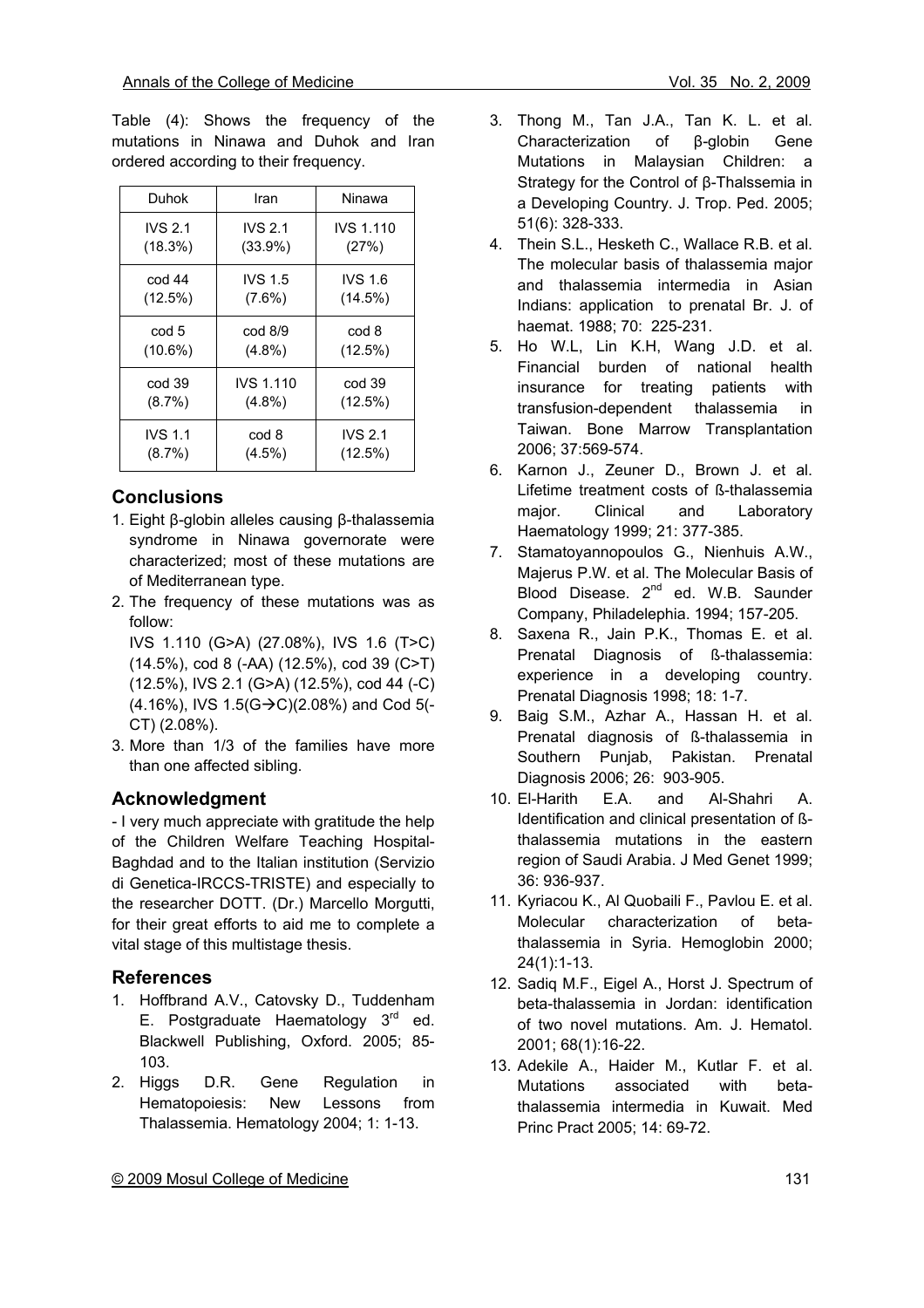Table (4): Shows the frequency of the mutations in Ninawa and Duhok and Iran ordered according to their frequency.

| Duhok | Iran | Ninawa |
|---|---|---|
| IVS 2.1 (18.3%) | IVS 2.1 (33.9%) | IVS 1.110 (27%) |
| cod 44 (12.5%) | IVS 1.5 (7.6%) | IVS 1.6 (14.5%) |
| cod 5 (10.6%) | cod 8/9 (4.8%) | cod 8 (12.5%) |
| cod 39 (8.7%) | IVS 1.110 (4.8%) | cod 39 (12.5%) |
| IVS 1.1 (8.7%) | cod 8 (4.5%) | IVS 2.1 (12.5%) |

## Conclusions

1. Eight β-globin alleles causing β-thalassemia syndrome in Ninawa governorate were characterized; most of these mutations are of Mediterranean type.
2. The frequency of these mutations was as follow:
   IVS 1.110 (G>A) (27.08%), IVS 1.6 (T>C) (14.5%), cod 8 (-AA) (12.5%), cod 39 (C>T) (12.5%), IVS 2.1 (G>A) (12.5%), cod 44 (-C) (4.16%), IVS 1.5(G→C)(2.08%) and Cod 5(-CT) (2.08%).
3. More than 1/3 of the families have more than one affected sibling.

## Acknowledgment

- I very much appreciate with gratitude the help of the Children Welfare Teaching Hospital-Baghdad and to the Italian institution (Servizio di Genetica-IRCCS-TRISTE) and especially to the researcher DOTT. (Dr.) Marcello Morgutti, for their great efforts to aid me to complete a vital stage of this multistage thesis.

## References

1. Hoffbrand A.V., Catovsky D., Tuddenham E. Postgraduate Haematology 3rd ed. Blackwell Publishing, Oxford. 2005; 85-103.
2. Higgs D.R. Gene Regulation in Hematopoiesis: New Lessons from Thalassemia. Hematology 2004; 1: 1-13.
3. Thong M., Tan J.A., Tan K. L. et al. Characterization of β-globin Gene Mutations in Malaysian Children: a Strategy for the Control of β-Thalssemia in a Developing Country. J. Trop. Ped. 2005; 51(6): 328-333.
4. Thein S.L., Hesketh C., Wallace R.B. et al. The molecular basis of thalassemia major and thalassemia intermedia in Asian Indians: application to prenatal Br. J. of haemat. 1988; 70: 225-231.
5. Ho W.L, Lin K.H, Wang J.D. et al. Financial burden of national health insurance for treating patients with transfusion-dependent thalassemia in Taiwan. Bone Marrow Transplantation 2006; 37:569-574.
6. Karnon J., Zeuner D., Brown J. et al. Lifetime treatment costs of ß-thalassemia major. Clinical and Laboratory Haematology 1999; 21: 377-385.
7. Stamatoyannopoulos G., Nienhuis A.W., Majerus P.W. et al. The Molecular Basis of Blood Disease. 2nd ed. W.B. Saunder Company, Philadelphia. 1994; 157-205.
8. Saxena R., Jain P.K., Thomas E. et al. Prenatal Diagnosis of ß-thalassemia: experience in a developing country. Prenatal Diagnosis 1998; 18: 1-7.
9. Baig S.M., Azhar A., Hassan H. et al. Prenatal diagnosis of ß-thalassemia in Southern Punjab, Pakistan. Prenatal Diagnosis 2006; 26: 903-905.
10. El-Harith E.A. and Al-Shahri A. Identification and clinical presentation of ß-thalassemia mutations in the eastern region of Saudi Arabia. J Med Genet 1999; 36: 936-937.
11. Kyriacou K., Al Quobaili F., Pavlou E. et al. Molecular characterization of beta-thalassemia in Syria. Hemoglobin 2000; 24(1):1-13.
12. Sadiq M.F., Eigel A., Horst J. Spectrum of beta-thalassemia in Jordan: identification of two novel mutations. Am. J. Hematol. 2001; 68(1):16-22.
13. Adekile A., Haider M., Kutlar F. et al. Mutations associated with beta-thalassemia intermedia in Kuwait. Med Princ Pract 2005; 14: 69-72.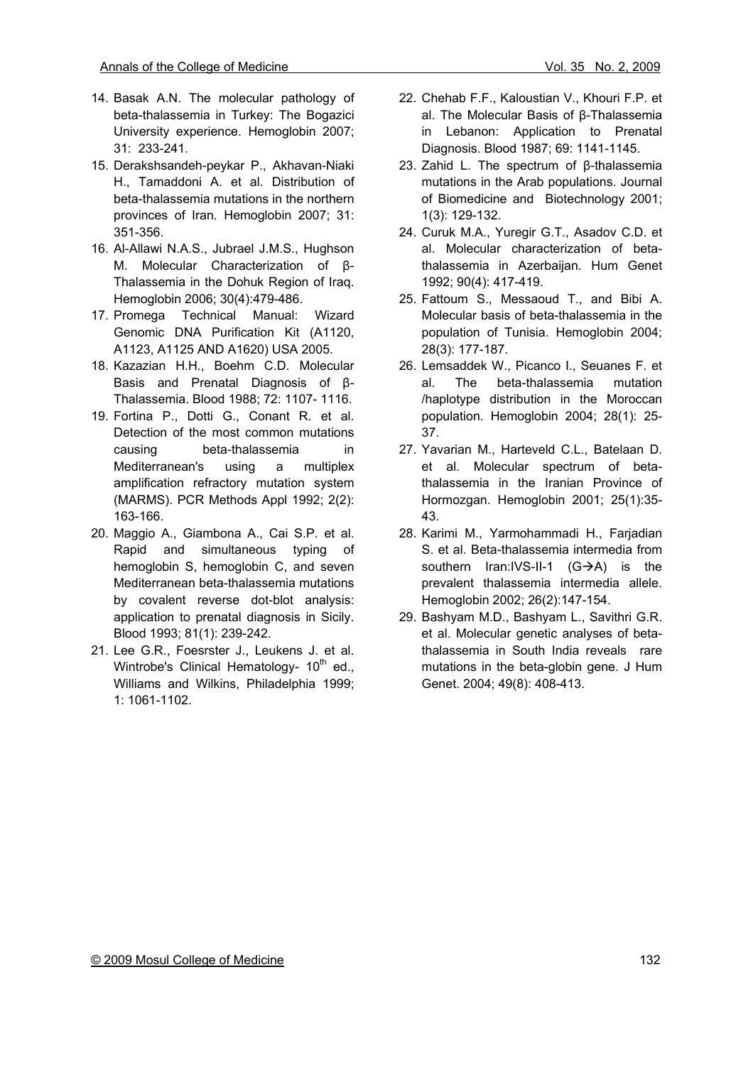14. Basak A.N. The molecular pathology of beta-thalassemia in Turkey: The Bogazici University experience. Hemoglobin 2007; 31: 233-241.
15. Derakshsandeh-peykar P., Akhavan-Niaki H., Tamaddoni A. et al. Distribution of beta-thalassemia mutations in the northern provinces of Iran. Hemoglobin 2007; 31: 351-356.
16. Al-Allawi N.A.S., Jubrael J.M.S., Hughson M. Molecular Characterization of β-Thalassemia in the Dohuk Region of Iraq. Hemoglobin 2006; 30(4):479-486.
17. Promega Technical Manual: Wizard Genomic DNA Purification Kit (A1120, A1123, A1125 AND A1620) USA 2005.
18. Kazazian H.H., Boehm C.D. Molecular Basis and Prenatal Diagnosis of β-Thalassemia. Blood 1988; 72: 1107- 1116.
19. Fortina P., Dotti G., Conant R. et al. Detection of the most common mutations causing beta-thalassemia in Mediterranean's using a multiplex amplification refractory mutation system (MARMS). PCR Methods Appl 1992; 2(2): 163-166.
20. Maggio A., Giambona A., Cai S.P. et al. Rapid and simultaneous typing of hemoglobin S, hemoglobin C, and seven Mediterranean beta-thalassemia mutations by covalent reverse dot-blot analysis: application to prenatal diagnosis in Sicily. Blood 1993; 81(1): 239-242.
21. Lee G.R., Foesrster J., Leukens J. et al. Wintrobe's Clinical Hematology- 10th ed., Williams and Wilkins, Philadelphia 1999; 1: 1061-1102.
22. Chehab F.F., Kaloustian V., Khouri F.P. et al. The Molecular Basis of β-Thalassemia in Lebanon: Application to Prenatal Diagnosis. Blood 1987; 69: 1141-1145.
23. Zahid L. The spectrum of β-thalassemia mutations in the Arab populations. Journal of Biomedicine and Biotechnology 2001; 1(3): 129-132.
24. Curuk M.A., Yuregir G.T., Asadov C.D. et al. Molecular characterization of beta-thalassemia in Azerbaijan. Hum Genet 1992; 90(4): 417-419.
25. Fattoum S., Messaoud T., and Bibi A. Molecular basis of beta-thalassemia in the population of Tunisia. Hemoglobin 2004; 28(3): 177-187.
26. Lemsaddek W., Picanco I., Seuanes F. et al. The beta-thalassemia mutation /haplotype distribution in the Moroccan population. Hemoglobin 2004; 28(1): 25-37.
27. Yavarian M., Harteveld C.L., Batelaan D. et al. Molecular spectrum of beta-thalassemia in the Iranian Province of Hormozgan. Hemoglobin 2001; 25(1):35-43.
28. Karimi M., Yarmohammadi H., Farjadian S. et al. Beta-thalassemia intermedia from southern Iran:IVS-II-1 (G→A) is the prevalent thalassemia intermedia allele. Hemoglobin 2002; 26(2):147-154.
29. Bashyam M.D., Bashyam L., Savithri G.R. et al. Molecular genetic analyses of beta-thalassemia in South India reveals rare mutations in the beta-globin gene. J Hum Genet. 2004; 49(8): 408-413.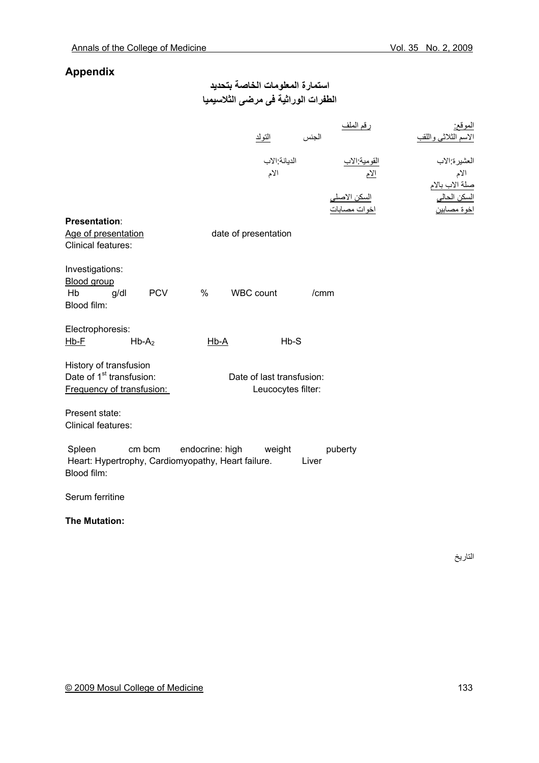## Appendix

**استمارة المعلومات الخاصة بتحديد**
**الطفرات الوراثية في مرضى الثلاسيميا**

الموقع: رقم الملف

الاسم الثلاثي واللقب الجنس التولد

العشيرة:الاب القومية:الاب الديانة:الاب

الام الام الام

صلة الاب بالام

السكن الحالي السكن الاصلي

اخوة مصابين اخوات مصابات

**Presentation**:

Age of presentation date of presentation

Clinical features:

Investigations:

Blood group

Hb g/dl PCV % WBC count /cmm

Blood film:

Electrophoresis:

Hb-F $Hb\text{-}A_2$ Hb-A Hb-S

History of transfusion

Date of 1st transfusion: Date of last transfusion:

Frequency of transfusion: Leucocytes filter:

Present state:

Clinical features:

Spleen cm bcm endocrine: high weight puberty

Heart: Hypertrophy, Cardiomyopathy, Heart failure. Liver

Blood film:

Serum ferritine

**The Mutation:**

التاريخ